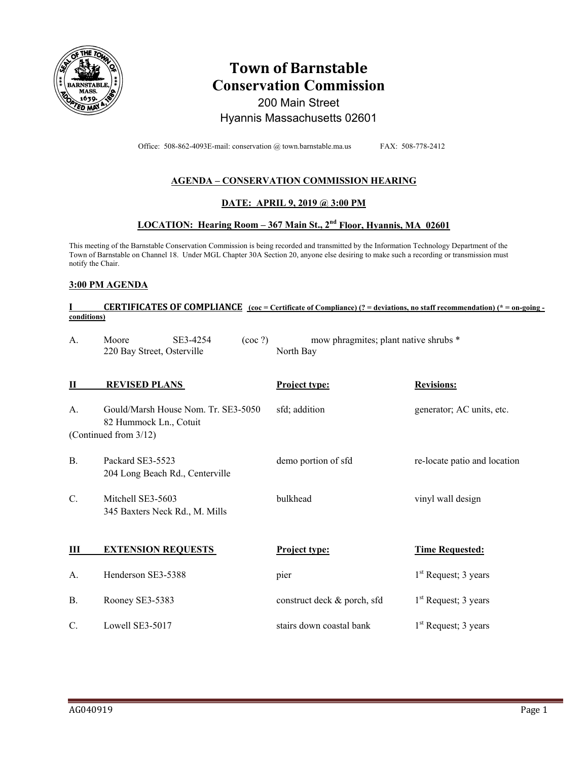# Town of Barnstable
# Conservation Commission

200 Main Street
Hyannis Massachusetts 02601

Office: 508-862-4093E-mail: conservation @ town.barnstable.ma.us FAX: 508-778-2412

**AGENDA – CONSERVATION COMMISSION HEARING**

**DATE: APRIL 9, 2019 @ 3:00 PM**

**LOCATION: Hearing Room – 367 Main St., 2nd Floor, Hyannis, MA 02601**

This meeting of the Barnstable Conservation Commission is being recorded and transmitted by the Information Technology Department of the Town of Barnstable on Channel 18. Under MGL Chapter 30A Section 20, anyone else desiring to make such a recording or transmission must notify the Chair.

**3:00 PM AGENDA**

## I CERTIFICATES OF COMPLIANCE (coc = Certificate of Compliance) (? = deviations, no staff recommendation) (* = on-going - conditions)

A. Moore SE3-4254 (coc ?) mow phragmites; plant native shrubs *
220 Bay Street, Osterville North Bay

## II REVISED PLANS

| | | Project type: | Revisions: |
|---|---|---|---|
| A. | Gould/Marsh House Nom. Tr. SE3-5050<br>82 Hummock Ln., Cotuit<br>(Continued from 3/12) | sfd; addition | generator; AC units, etc. |
| B. | Packard SE3-5523<br>204 Long Beach Rd., Centerville | demo portion of sfd | re-locate patio and location |
| C. | Mitchell SE3-5603<br>345 Baxters Neck Rd., M. Mills | bulkhead | vinyl wall design |

## III EXTENSION REQUESTS

| | | Project type: | Time Requested: |
|---|---|---|---|
| A. | Henderson SE3-5388 | pier | 1st Request; 3 years |
| B. | Rooney SE3-5383 | construct deck & porch, sfd | 1st Request; 3 years |
| C. | Lowell SE3-5017 | stairs down coastal bank | 1st Request; 3 years |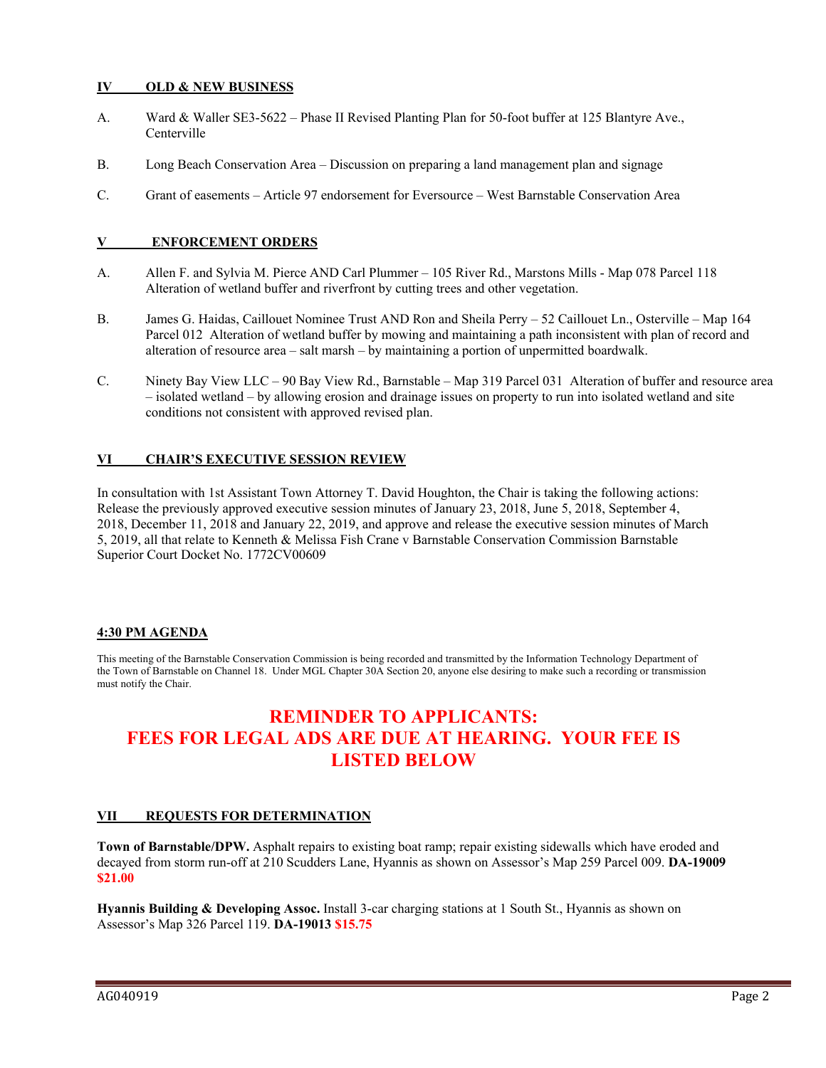## IV OLD & NEW BUSINESS

A. Ward & Waller SE3-5622 – Phase II Revised Planting Plan for 50-foot buffer at 125 Blantyre Ave., Centerville

B. Long Beach Conservation Area – Discussion on preparing a land management plan and signage

C. Grant of easements – Article 97 endorsement for Eversource – West Barnstable Conservation Area

## V ENFORCEMENT ORDERS

A. Allen F. and Sylvia M. Pierce AND Carl Plummer – 105 River Rd., Marstons Mills - Map 078 Parcel 118 Alteration of wetland buffer and riverfront by cutting trees and other vegetation.

B. James G. Haidas, Caillouet Nominee Trust AND Ron and Sheila Perry – 52 Caillouet Ln., Osterville – Map 164 Parcel 012 Alteration of wetland buffer by mowing and maintaining a path inconsistent with plan of record and alteration of resource area – salt marsh – by maintaining a portion of unpermitted boardwalk.

C. Ninety Bay View LLC – 90 Bay View Rd., Barnstable – Map 319 Parcel 031 Alteration of buffer and resource area – isolated wetland – by allowing erosion and drainage issues on property to run into isolated wetland and site conditions not consistent with approved revised plan.

## VI CHAIR'S EXECUTIVE SESSION REVIEW

In consultation with 1st Assistant Town Attorney T. David Houghton, the Chair is taking the following actions: Release the previously approved executive session minutes of January 23, 2018, June 5, 2018, September 4, 2018, December 11, 2018 and January 22, 2019, and approve and release the executive session minutes of March 5, 2019, all that relate to Kenneth & Melissa Fish Crane v Barnstable Conservation Commission Barnstable Superior Court Docket No. 1772CV00609

## 4:30 PM AGENDA

This meeting of the Barnstable Conservation Commission is being recorded and transmitted by the Information Technology Department of the Town of Barnstable on Channel 18. Under MGL Chapter 30A Section 20, anyone else desiring to make such a recording or transmission must notify the Chair.

# REMINDER TO APPLICANTS: FEES FOR LEGAL ADS ARE DUE AT HEARING. YOUR FEE IS LISTED BELOW

## VII REQUESTS FOR DETERMINATION

**Town of Barnstable/DPW.** Asphalt repairs to existing boat ramp; repair existing sidewalls which have eroded and decayed from storm run-off at 210 Scudders Lane, Hyannis as shown on Assessor's Map 259 Parcel 009. **DA-19009** **$21.00**

**Hyannis Building & Developing Assoc.** Install 3-car charging stations at 1 South St., Hyannis as shown on Assessor's Map 326 Parcel 119. **DA-19013** **$15.75**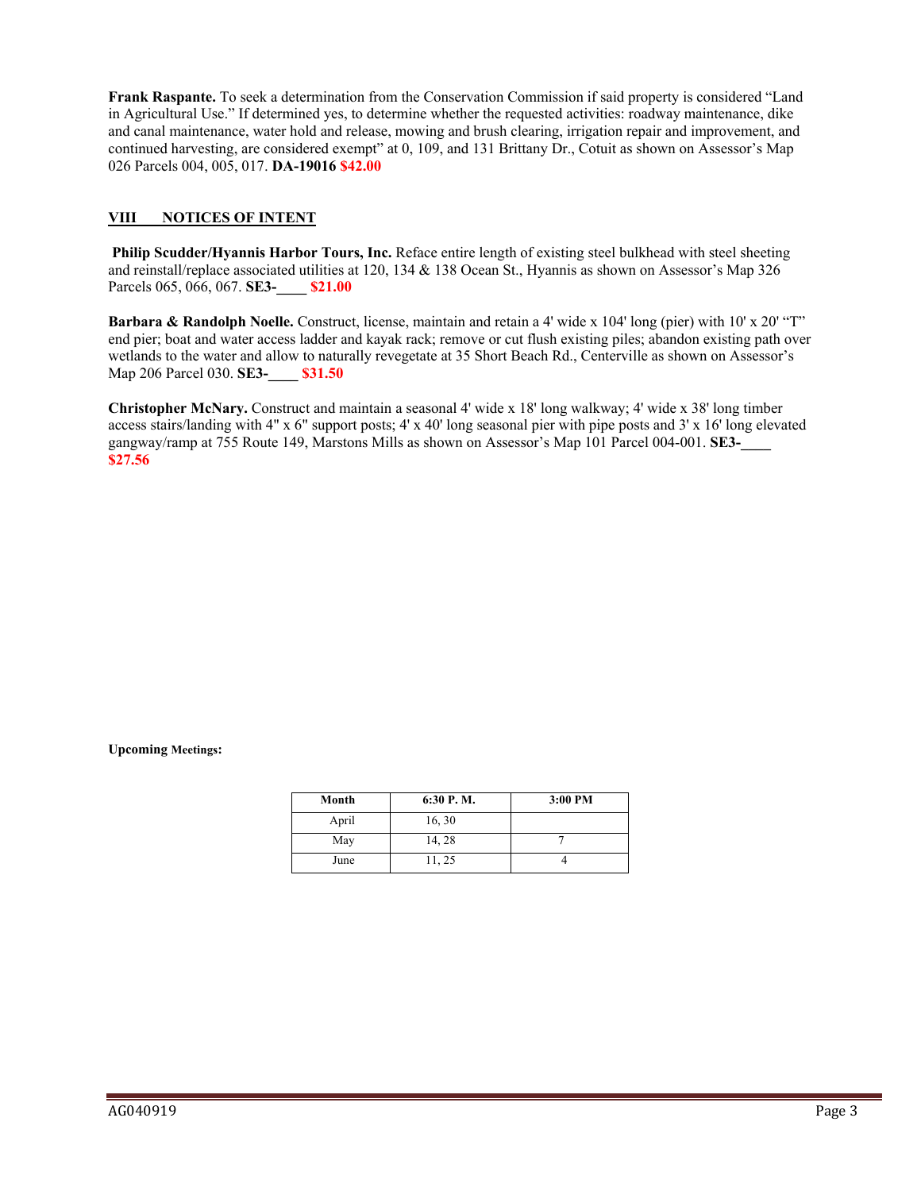**Frank Raspante.** To seek a determination from the Conservation Commission if said property is considered "Land in Agricultural Use." If determined yes, to determine whether the requested activities: roadway maintenance, dike and canal maintenance, water hold and release, mowing and brush clearing, irrigation repair and improvement, and continued harvesting, are considered exempt" at 0, 109, and 131 Brittany Dr., Cotuit as shown on Assessor's Map 026 Parcels 004, 005, 017. **DA-19016** **$42.00**

## VIII NOTICES OF INTENT

**Philip Scudder/Hyannis Harbor Tours, Inc.** Reface entire length of existing steel bulkhead with steel sheeting and reinstall/replace associated utilities at 120, 134 & 138 Ocean St., Hyannis as shown on Assessor's Map 326 Parcels 065, 066, 067. **SE3-____** **$21.00**

**Barbara & Randolph Noelle.** Construct, license, maintain and retain a 4' wide x 104' long (pier) with 10' x 20' "T" end pier; boat and water access ladder and kayak rack; remove or cut flush existing piles; abandon existing path over wetlands to the water and allow to naturally revegetate at 35 Short Beach Rd., Centerville as shown on Assessor's Map 206 Parcel 030. **SE3-____** **$31.50**

**Christopher McNary.** Construct and maintain a seasonal 4' wide x 18' long walkway; 4' wide x 38' long timber access stairs/landing with 4" x 6" support posts; 4' x 40' long seasonal pier with pipe posts and 3' x 16' long elevated gangway/ramp at 755 Route 149, Marstons Mills as shown on Assessor's Map 101 Parcel 004-001. **SE3-____** **$27.56**

**Upcoming Meetings:**

| Month | 6:30 P. M. | 3:00 PM |
|---|---|---|
| April | 16, 30 | |
| May | 14, 28 | 7 |
| June | 11, 25 | 4 |

AG040919